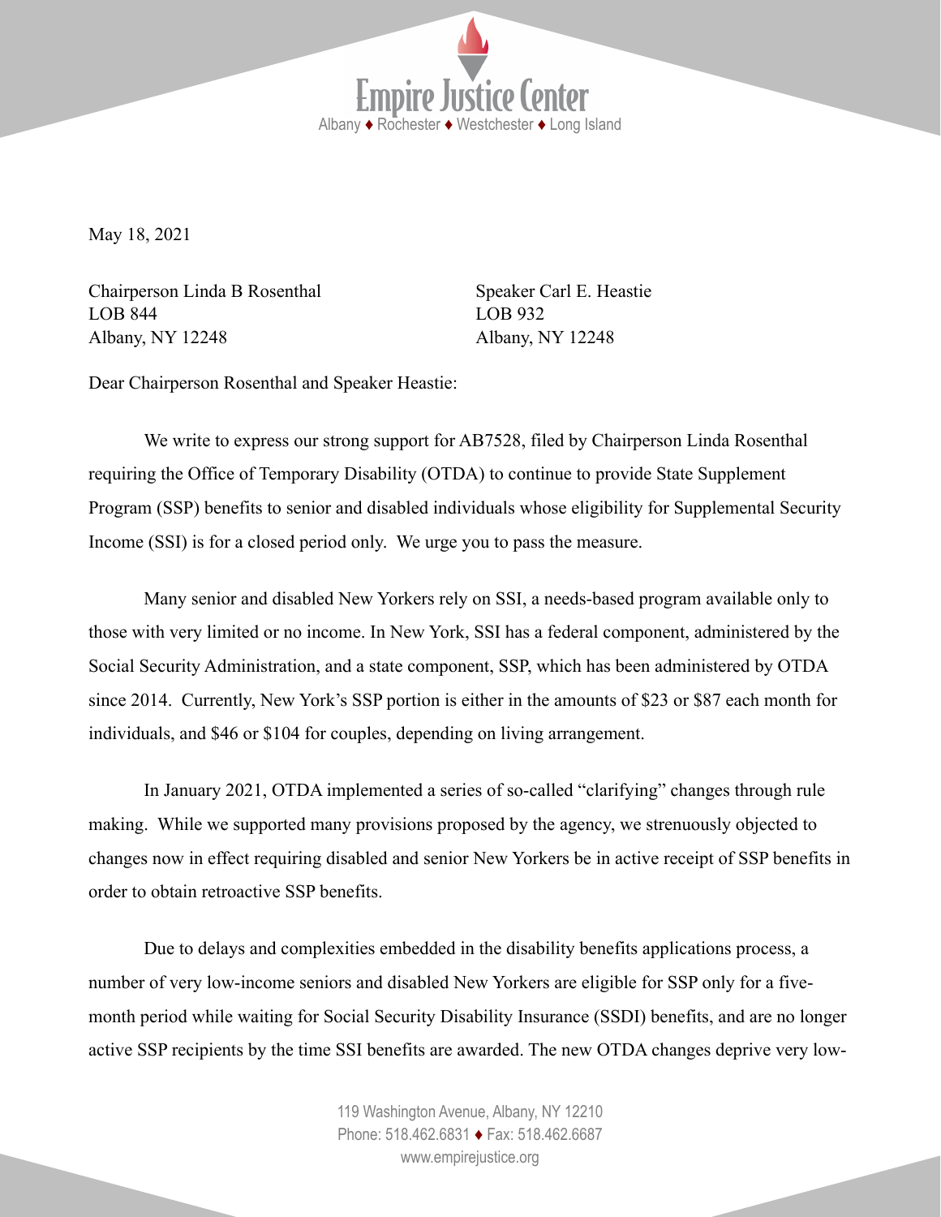Empire Justice Center
Albany ♦ Rochester ♦ Westchester ♦ Long Island

May 18, 2021

Chairperson Linda B Rosenthal
LOB 844
Albany, NY 12248

Speaker Carl E. Heastie
LOB 932
Albany, NY 12248

Dear Chairperson Rosenthal and Speaker Heastie:

We write to express our strong support for AB7528, filed by Chairperson Linda Rosenthal requiring the Office of Temporary Disability (OTDA) to continue to provide State Supplement Program (SSP) benefits to senior and disabled individuals whose eligibility for Supplemental Security Income (SSI) is for a closed period only. We urge you to pass the measure.

Many senior and disabled New Yorkers rely on SSI, a needs-based program available only to those with very limited or no income. In New York, SSI has a federal component, administered by the Social Security Administration, and a state component, SSP, which has been administered by OTDA since 2014. Currently, New York's SSP portion is either in the amounts of $23 or $87 each month for individuals, and $46 or $104 for couples, depending on living arrangement.

In January 2021, OTDA implemented a series of so-called "clarifying" changes through rule making. While we supported many provisions proposed by the agency, we strenuously objected to changes now in effect requiring disabled and senior New Yorkers be in active receipt of SSP benefits in order to obtain retroactive SSP benefits.

Due to delays and complexities embedded in the disability benefits applications process, a number of very low-income seniors and disabled New Yorkers are eligible for SSP only for a five-month period while waiting for Social Security Disability Insurance (SSDI) benefits, and are no longer active SSP recipients by the time SSI benefits are awarded. The new OTDA changes deprive very low-

119 Washington Avenue, Albany, NY 12210
Phone: 518.462.6831 ♦ Fax: 518.462.6687
www.empirejustice.org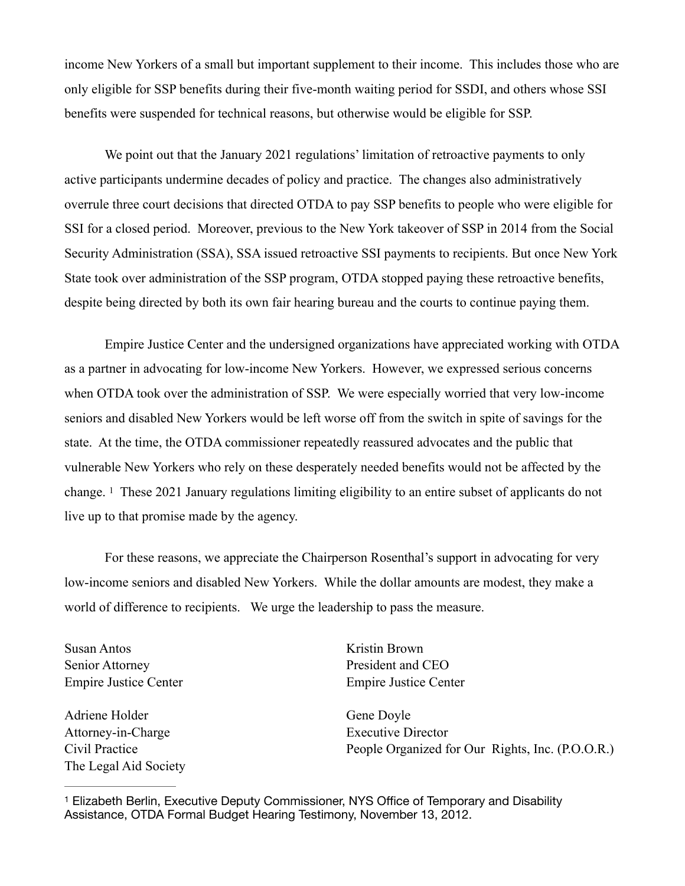income New Yorkers of a small but important supplement to their income. This includes those who are only eligible for SSP benefits during their five-month waiting period for SSDI, and others whose SSI benefits were suspended for technical reasons, but otherwise would be eligible for SSP.

We point out that the January 2021 regulations' limitation of retroactive payments to only active participants undermine decades of policy and practice. The changes also administratively overrule three court decisions that directed OTDA to pay SSP benefits to people who were eligible for SSI for a closed period. Moreover, previous to the New York takeover of SSP in 2014 from the Social Security Administration (SSA), SSA issued retroactive SSI payments to recipients. But once New York State took over administration of the SSP program, OTDA stopped paying these retroactive benefits, despite being directed by both its own fair hearing bureau and the courts to continue paying them.

Empire Justice Center and the undersigned organizations have appreciated working with OTDA as a partner in advocating for low-income New Yorkers. However, we expressed serious concerns when OTDA took over the administration of SSP. We were especially worried that very low-income seniors and disabled New Yorkers would be left worse off from the switch in spite of savings for the state. At the time, the OTDA commissioner repeatedly reassured advocates and the public that vulnerable New Yorkers who rely on these desperately needed benefits would not be affected by the change. [1] These 2021 January regulations limiting eligibility to an entire subset of applicants do not live up to that promise made by the agency.

For these reasons, we appreciate the Chairperson Rosenthal's support in advocating for very low-income seniors and disabled New Yorkers. While the dollar amounts are modest, they make a world of difference to recipients. We urge the leadership to pass the measure.

Susan Antos
Senior Attorney
Empire Justice Center

Kristin Brown
President and CEO
Empire Justice Center

Adriene Holder
Attorney-in-Charge
Civil Practice
The Legal Aid Society

Gene Doyle
Executive Director
People Organized for Our Rights, Inc. (P.O.O.R.)

---

[1] Elizabeth Berlin, Executive Deputy Commissioner, NYS Office of Temporary and Disability Assistance, OTDA Formal Budget Hearing Testimony, November 13, 2012.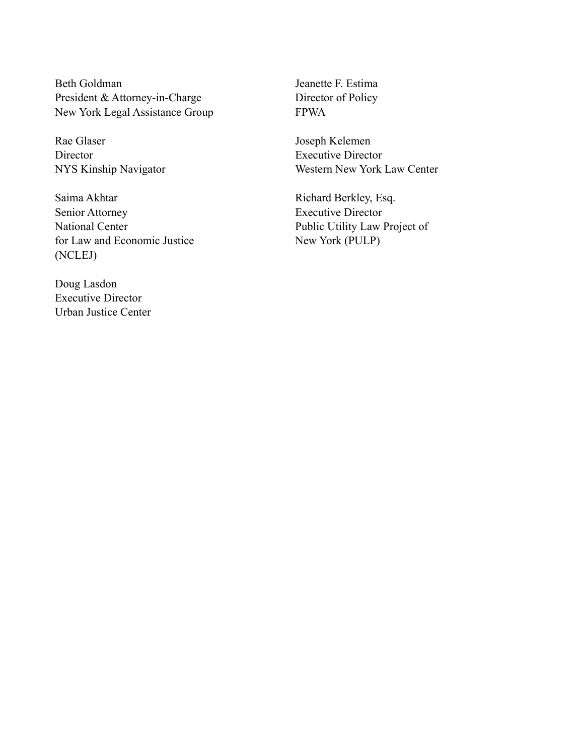Beth Goldman
President & Attorney-in-Charge
New York Legal Assistance Group

Rae Glaser
Director
NYS Kinship Navigator

Saima Akhtar
Senior Attorney
National Center
for Law and Economic Justice
(NCLEJ)

Doug Lasdon
Executive Director
Urban Justice Center

Jeanette F. Estima
Director of Policy
FPWA

Joseph Kelemen
Executive Director
Western New York Law Center

Richard Berkley, Esq.
Executive Director
Public Utility Law Project of
New York (PULP)